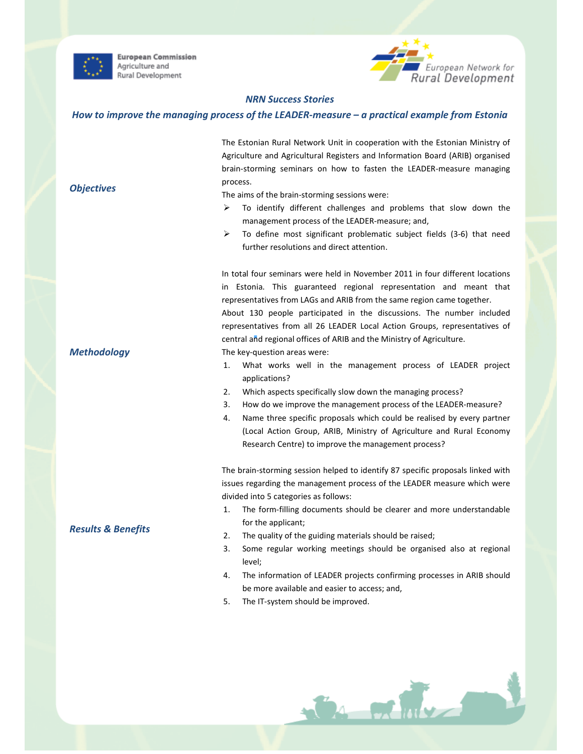European Commission
Agriculture and
Rural Development

European Network for Rural Development

## *NRN Success Stories*

## *How to improve the managing process of the LEADER-measure – a practical example from Estonia*

### *Objectives*

The Estonian Rural Network Unit in cooperation with the Estonian Ministry of Agriculture and Agricultural Registers and Information Board (ARIB) organised brain-storming seminars on how to fasten the LEADER-measure managing process.

The aims of the brain-storming sessions were:

- To identify different challenges and problems that slow down the management process of the LEADER-measure; and,
- To define most significant problematic subject fields (3-6) that need further resolutions and direct attention.

### *Methodology*

In total four seminars were held in November 2011 in four different locations in Estonia. This guaranteed regional representation and meant that representatives from LAGs and ARIB from the same region came together.

About 130 people participated in the discussions. The number included representatives from all 26 LEADER Local Action Groups, representatives of central and regional offices of ARIB and the Ministry of Agriculture.

The key-question areas were:

1. What works well in the management process of LEADER project applications?
2. Which aspects specifically slow down the managing process?
3. How do we improve the management process of the LEADER-measure?
4. Name three specific proposals which could be realised by every partner (Local Action Group, ARIB, Ministry of Agriculture and Rural Economy Research Centre) to improve the management process?

### *Results & Benefits*

The brain-storming session helped to identify 87 specific proposals linked with issues regarding the management process of the LEADER measure which were divided into 5 categories as follows:

1. The form-filling documents should be clearer and more understandable for the applicant;
2. The quality of the guiding materials should be raised;
3. Some regular working meetings should be organised also at regional level;
4. The information of LEADER projects confirming processes in ARIB should be more available and easier to access; and,
5. The IT-system should be improved.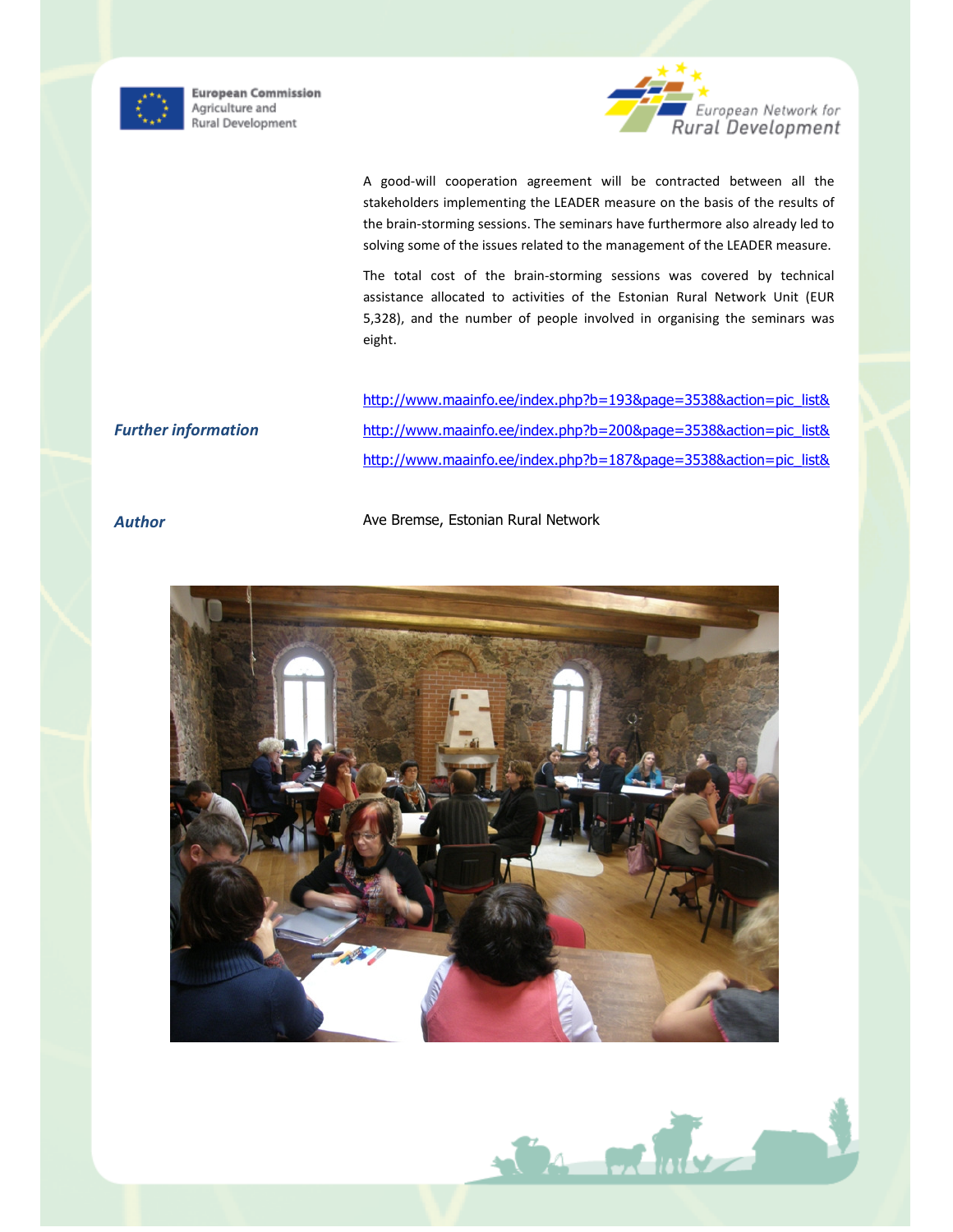A good-will cooperation agreement will be contracted between all the stakeholders implementing the LEADER measure on the basis of the results of the brain-storming sessions. The seminars have furthermore also already led to solving some of the issues related to the management of the LEADER measure.

The total cost of the brain-storming sessions was covered by technical assistance allocated to activities of the Estonian Rural Network Unit (EUR 5,328), and the number of people involved in organising the seminars was eight.

***Further information***

http://www.maainfo.ee/index.php?b=193&page=3538&action=pic_list&

http://www.maainfo.ee/index.php?b=200&page=3538&action=pic_list&

http://www.maainfo.ee/index.php?b=187&page=3538&action=pic_list&

***Author***

Ave Bremse, Estonian Rural Network